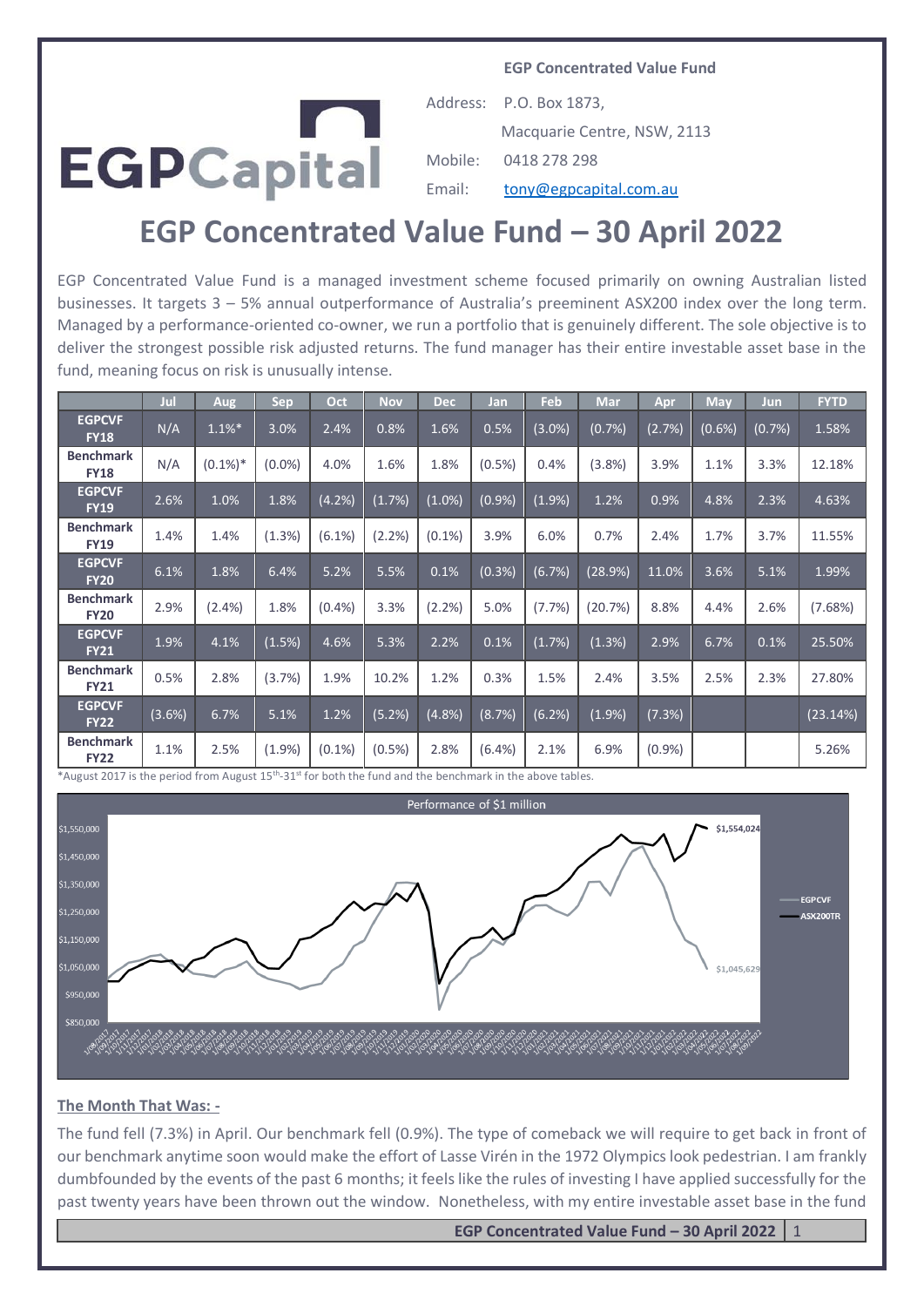**EGP Concentrated Value Fund**

EGPCapital

Address: P.O. Box 1873,
Macquarie Centre, NSW, 2113

Mobile: 0418 278 298

Email: tony@egpcapital.com.au

# EGP Concentrated Value Fund – 30 April 2022

EGP Concentrated Value Fund is a managed investment scheme focused primarily on owning Australian listed businesses. It targets 3 – 5% annual outperformance of Australia's preeminent ASX200 index over the long term. Managed by a performance-oriented co-owner, we run a portfolio that is genuinely different. The sole objective is to deliver the strongest possible risk adjusted returns. The fund manager has their entire investable asset base in the fund, meaning focus on risk is unusually intense.

| | Jul | Aug | Sep | Oct | Nov | Dec | Jan | Feb | Mar | Apr | May | Jun | FYTD |
|---|---|---|---|---|---|---|---|---|---|---|---|---|---|
| **EGPCVF FY18** | N/A | 1.1%* | 3.0% | 2.4% | 0.8% | 1.6% | 0.5% | (3.0%) | (0.7%) | (2.7%) | (0.6%) | (0.7%) | 1.58% |
| **Benchmark FY18** | N/A | (0.1%)* | (0.0%) | 4.0% | 1.6% | 1.8% | (0.5%) | 0.4% | (3.8%) | 3.9% | 1.1% | 3.3% | 12.18% |
| **EGPCVF FY19** | 2.6% | 1.0% | 1.8% | (4.2%) | (1.7%) | (1.0%) | (0.9%) | (1.9%) | 1.2% | 0.9% | 4.8% | 2.3% | 4.63% |
| **Benchmark FY19** | 1.4% | 1.4% | (1.3%) | (6.1%) | (2.2%) | (0.1%) | 3.9% | 6.0% | 0.7% | 2.4% | 1.7% | 3.7% | 11.55% |
| **EGPCVF FY20** | 6.1% | 1.8% | 6.4% | 5.2% | 5.5% | 0.1% | (0.3%) | (6.7%) | (28.9%) | 11.0% | 3.6% | 5.1% | 1.99% |
| **Benchmark FY20** | 2.9% | (2.4%) | 1.8% | (0.4%) | 3.3% | (2.2%) | 5.0% | (7.7%) | (20.7%) | 8.8% | 4.4% | 2.6% | (7.68%) |
| **EGPCVF FY21** | 1.9% | 4.1% | (1.5%) | 4.6% | 5.3% | 2.2% | 0.1% | (1.7%) | (1.3%) | 2.9% | 6.7% | 0.1% | 25.50% |
| **Benchmark FY21** | 0.5% | 2.8% | (3.7%) | 1.9% | 10.2% | 1.2% | 0.3% | 1.5% | 2.4% | 3.5% | 2.5% | 2.3% | 27.80% |
| **EGPCVF FY22** | (3.6%) | 6.7% | 5.1% | 1.2% | (5.2%) | (4.8%) | (8.7%) | (6.2%) | (1.9%) | (7.3%) | | | (23.14%) |
| **Benchmark FY22** | 1.1% | 2.5% | (1.9%) | (0.1%) | (0.5%) | 2.8% | (6.4%) | 2.1% | 6.9% | (0.9%) | | | 5.26% |

*August 2017 is the period from August 15th-31st for both the fund and the benchmark in the above tables.

Performance of $1 million

(Chart: EGPCVF vs ASX200TR; final values $1,554,024 (ASX200TR) and $1,045,629 (EGPCVF))

## The Month That Was: -

The fund fell (7.3%) in April. Our benchmark fell (0.9%). The type of comeback we will require to get back in front of our benchmark anytime soon would make the effort of Lasse Virén in the 1972 Olympics look pedestrian. I am frankly dumbfounded by the events of the past 6 months; it feels like the rules of investing I have applied successfully for the past twenty years have been thrown out the window. Nonetheless, with my entire investable asset base in the fund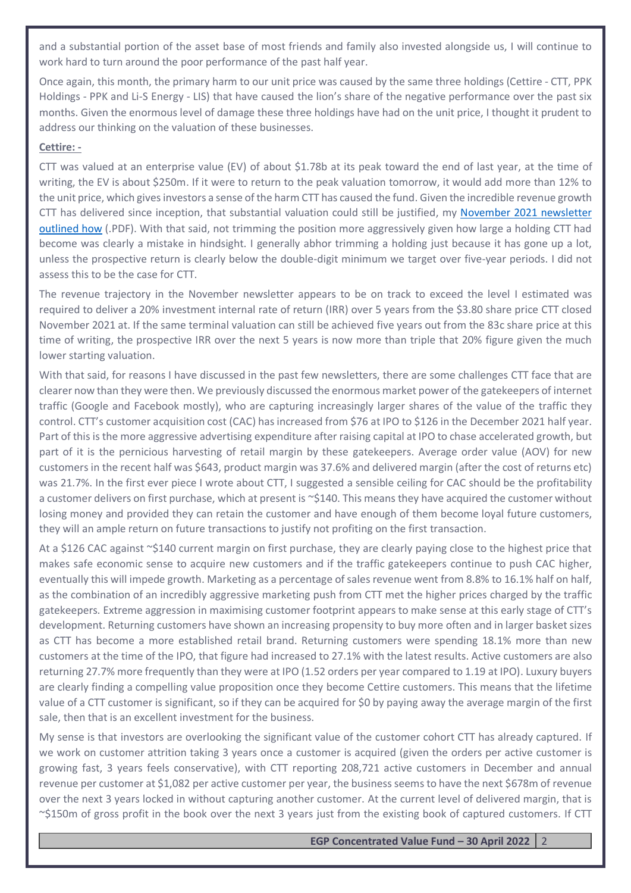and a substantial portion of the asset base of most friends and family also invested alongside us, I will continue to work hard to turn around the poor performance of the past half year.

Once again, this month, the primary harm to our unit price was caused by the same three holdings (Cettire - CTT, PPK Holdings - PPK and Li-S Energy - LIS) that have caused the lion's share of the negative performance over the past six months. Given the enormous level of damage these three holdings have had on the unit price, I thought it prudent to address our thinking on the valuation of these businesses.

**Cettire: -**

CTT was valued at an enterprise value (EV) of about $1.78b at its peak toward the end of last year, at the time of writing, the EV is about $250m. If it were to return to the peak valuation tomorrow, it would add more than 12% to the unit price, which gives investors a sense of the harm CTT has caused the fund. Given the incredible revenue growth CTT has delivered since inception, that substantial valuation could still be justified, my [November 2021 newsletter outlined how](#) (.PDF). With that said, not trimming the position more aggressively given how large a holding CTT had become was clearly a mistake in hindsight. I generally abhor trimming a holding just because it has gone up a lot, unless the prospective return is clearly below the double-digit minimum we target over five-year periods. I did not assess this to be the case for CTT.

The revenue trajectory in the November newsletter appears to be on track to exceed the level I estimated was required to deliver a 20% investment internal rate of return (IRR) over 5 years from the $3.80 share price CTT closed November 2021 at. If the same terminal valuation can still be achieved five years out from the 83c share price at this time of writing, the prospective IRR over the next 5 years is now more than triple that 20% figure given the much lower starting valuation.

With that said, for reasons I have discussed in the past few newsletters, there are some challenges CTT face that are clearer now than they were then. We previously discussed the enormous market power of the gatekeepers of internet traffic (Google and Facebook mostly), who are capturing increasingly larger shares of the value of the traffic they control. CTT's customer acquisition cost (CAC) has increased from $76 at IPO to $126 in the December 2021 half year. Part of this is the more aggressive advertising expenditure after raising capital at IPO to chase accelerated growth, but part of it is the pernicious harvesting of retail margin by these gatekeepers. Average order value (AOV) for new customers in the recent half was $643, product margin was 37.6% and delivered margin (after the cost of returns etc) was 21.7%. In the first ever piece I wrote about CTT, I suggested a sensible ceiling for CAC should be the profitability a customer delivers on first purchase, which at present is ~$140. This means they have acquired the customer without losing money and provided they can retain the customer and have enough of them become loyal future customers, they will an ample return on future transactions to justify not profiting on the first transaction.

At a $126 CAC against ~$140 current margin on first purchase, they are clearly paying close to the highest price that makes safe economic sense to acquire new customers and if the traffic gatekeepers continue to push CAC higher, eventually this will impede growth. Marketing as a percentage of sales revenue went from 8.8% to 16.1% half on half, as the combination of an incredibly aggressive marketing push from CTT met the higher prices charged by the traffic gatekeepers. Extreme aggression in maximising customer footprint appears to make sense at this early stage of CTT's development. Returning customers have shown an increasing propensity to buy more often and in larger basket sizes as CTT has become a more established retail brand. Returning customers were spending 18.1% more than new customers at the time of the IPO, that figure had increased to 27.1% with the latest results. Active customers are also returning 27.7% more frequently than they were at IPO (1.52 orders per year compared to 1.19 at IPO). Luxury buyers are clearly finding a compelling value proposition once they become Cettire customers. This means that the lifetime value of a CTT customer is significant, so if they can be acquired for $0 by paying away the average margin of the first sale, then that is an excellent investment for the business.

My sense is that investors are overlooking the significant value of the customer cohort CTT has already captured. If we work on customer attrition taking 3 years once a customer is acquired (given the orders per active customer is growing fast, 3 years feels conservative), with CTT reporting 208,721 active customers in December and annual revenue per customer at $1,082 per active customer per year, the business seems to have the next $678m of revenue over the next 3 years locked in without capturing another customer. At the current level of delivered margin, that is ~$150m of gross profit in the book over the next 3 years just from the existing book of captured customers. If CTT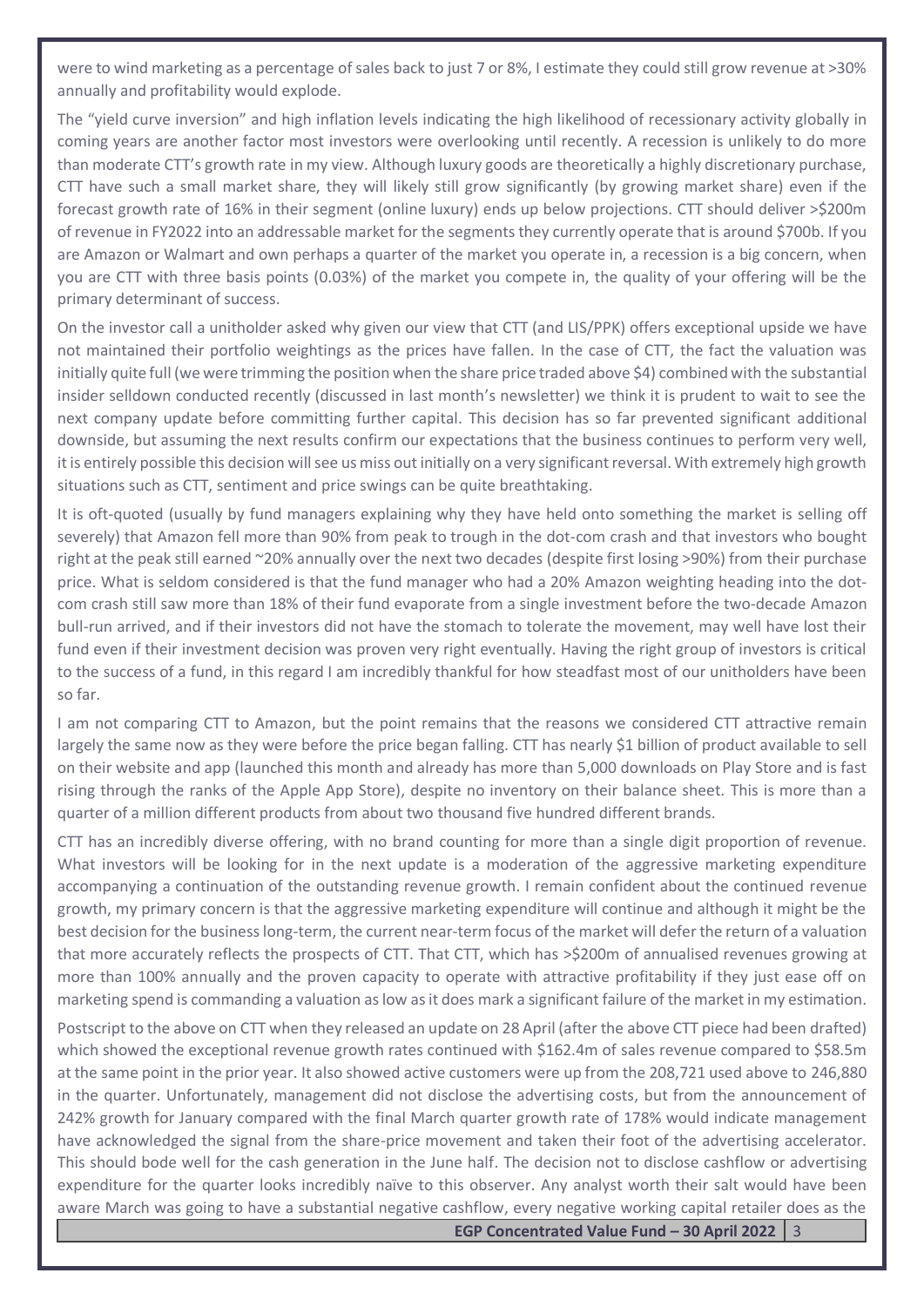were to wind marketing as a percentage of sales back to just 7 or 8%, I estimate they could still grow revenue at >30% annually and profitability would explode.

The "yield curve inversion" and high inflation levels indicating the high likelihood of recessionary activity globally in coming years are another factor most investors were overlooking until recently. A recession is unlikely to do more than moderate CTT's growth rate in my view. Although luxury goods are theoretically a highly discretionary purchase, CTT have such a small market share, they will likely still grow significantly (by growing market share) even if the forecast growth rate of 16% in their segment (online luxury) ends up below projections. CTT should deliver >$200m of revenue in FY2022 into an addressable market for the segments they currently operate that is around $700b. If you are Amazon or Walmart and own perhaps a quarter of the market you operate in, a recession is a big concern, when you are CTT with three basis points (0.03%) of the market you compete in, the quality of your offering will be the primary determinant of success.

On the investor call a unitholder asked why given our view that CTT (and LIS/PPK) offers exceptional upside we have not maintained their portfolio weightings as the prices have fallen. In the case of CTT, the fact the valuation was initially quite full (we were trimming the position when the share price traded above $4) combined with the substantial insider selldown conducted recently (discussed in last month's newsletter) we think it is prudent to wait to see the next company update before committing further capital. This decision has so far prevented significant additional downside, but assuming the next results confirm our expectations that the business continues to perform very well, it is entirely possible this decision will see us miss out initially on a very significant reversal. With extremely high growth situations such as CTT, sentiment and price swings can be quite breathtaking.

It is oft-quoted (usually by fund managers explaining why they have held onto something the market is selling off severely) that Amazon fell more than 90% from peak to trough in the dot-com crash and that investors who bought right at the peak still earned ~20% annually over the next two decades (despite first losing >90%) from their purchase price. What is seldom considered is that the fund manager who had a 20% Amazon weighting heading into the dot-com crash still saw more than 18% of their fund evaporate from a single investment before the two-decade Amazon bull-run arrived, and if their investors did not have the stomach to tolerate the movement, may well have lost their fund even if their investment decision was proven very right eventually. Having the right group of investors is critical to the success of a fund, in this regard I am incredibly thankful for how steadfast most of our unitholders have been so far.

I am not comparing CTT to Amazon, but the point remains that the reasons we considered CTT attractive remain largely the same now as they were before the price began falling. CTT has nearly $1 billion of product available to sell on their website and app (launched this month and already has more than 5,000 downloads on Play Store and is fast rising through the ranks of the Apple App Store), despite no inventory on their balance sheet. This is more than a quarter of a million different products from about two thousand five hundred different brands.

CTT has an incredibly diverse offering, with no brand counting for more than a single digit proportion of revenue. What investors will be looking for in the next update is a moderation of the aggressive marketing expenditure accompanying a continuation of the outstanding revenue growth. I remain confident about the continued revenue growth, my primary concern is that the aggressive marketing expenditure will continue and although it might be the best decision for the business long-term, the current near-term focus of the market will defer the return of a valuation that more accurately reflects the prospects of CTT. That CTT, which has >$200m of annualised revenues growing at more than 100% annually and the proven capacity to operate with attractive profitability if they just ease off on marketing spend is commanding a valuation as low as it does mark a significant failure of the market in my estimation.

Postscript to the above on CTT when they released an update on 28 April (after the above CTT piece had been drafted) which showed the exceptional revenue growth rates continued with $162.4m of sales revenue compared to $58.5m at the same point in the prior year. It also showed active customers were up from the 208,721 used above to 246,880 in the quarter. Unfortunately, management did not disclose the advertising costs, but from the announcement of 242% growth for January compared with the final March quarter growth rate of 178% would indicate management have acknowledged the signal from the share-price movement and taken their foot of the advertising accelerator. This should bode well for the cash generation in the June half. The decision not to disclose cashflow or advertising expenditure for the quarter looks incredibly naïve to this observer. Any analyst worth their salt would have been aware March was going to have a substantial negative cashflow, every negative working capital retailer does as the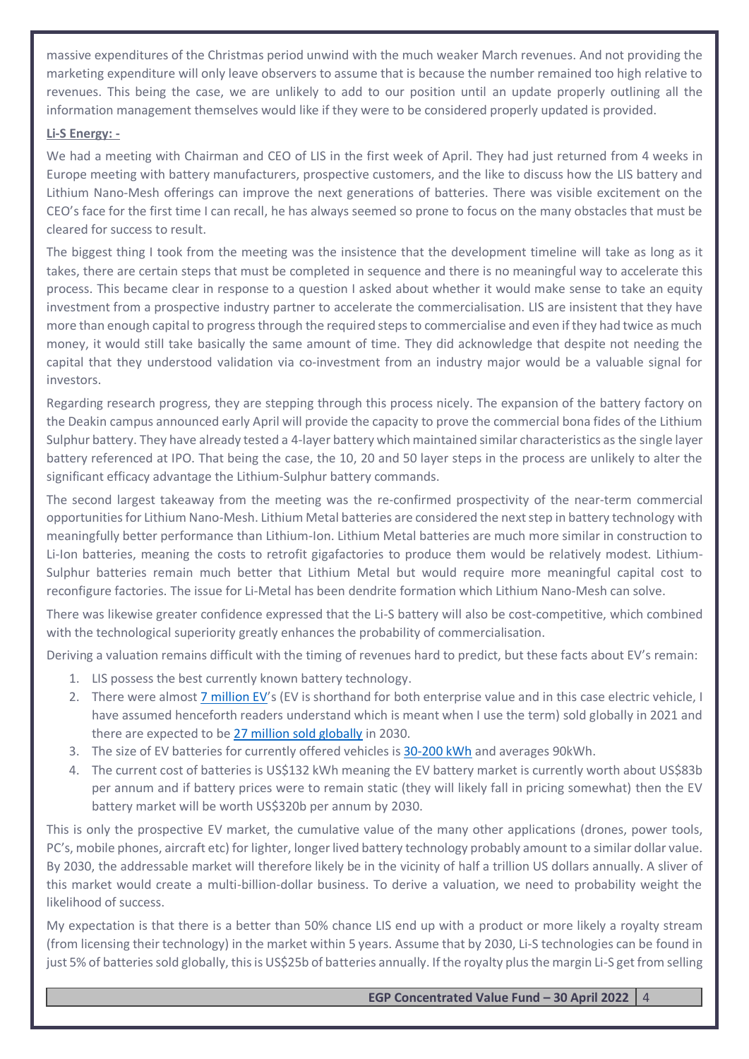massive expenditures of the Christmas period unwind with the much weaker March revenues. And not providing the marketing expenditure will only leave observers to assume that is because the number remained too high relative to revenues. This being the case, we are unlikely to add to our position until an update properly outlining all the information management themselves would like if they were to be considered properly updated is provided.

**Li-S Energy: -**

We had a meeting with Chairman and CEO of LIS in the first week of April. They had just returned from 4 weeks in Europe meeting with battery manufacturers, prospective customers, and the like to discuss how the LIS battery and Lithium Nano-Mesh offerings can improve the next generations of batteries. There was visible excitement on the CEO's face for the first time I can recall, he has always seemed so prone to focus on the many obstacles that must be cleared for success to result.

The biggest thing I took from the meeting was the insistence that the development timeline will take as long as it takes, there are certain steps that must be completed in sequence and there is no meaningful way to accelerate this process. This became clear in response to a question I asked about whether it would make sense to take an equity investment from a prospective industry partner to accelerate the commercialisation. LIS are insistent that they have more than enough capital to progress through the required steps to commercialise and even if they had twice as much money, it would still take basically the same amount of time. They did acknowledge that despite not needing the capital that they understood validation via co-investment from an industry major would be a valuable signal for investors.

Regarding research progress, they are stepping through this process nicely. The expansion of the battery factory on the Deakin campus announced early April will provide the capacity to prove the commercial bona fides of the Lithium Sulphur battery. They have already tested a 4-layer battery which maintained similar characteristics as the single layer battery referenced at IPO. That being the case, the 10, 20 and 50 layer steps in the process are unlikely to alter the significant efficacy advantage the Lithium-Sulphur battery commands.

The second largest takeaway from the meeting was the re-confirmed prospectivity of the near-term commercial opportunities for Lithium Nano-Mesh. Lithium Metal batteries are considered the next step in battery technology with meaningfully better performance than Lithium-Ion. Lithium Metal batteries are much more similar in construction to Li-Ion batteries, meaning the costs to retrofit gigafactories to produce them would be relatively modest. Lithium-Sulphur batteries remain much better that Lithium Metal but would require more meaningful capital cost to reconfigure factories. The issue for Li-Metal has been dendrite formation which Lithium Nano-Mesh can solve.

There was likewise greater confidence expressed that the Li-S battery will also be cost-competitive, which combined with the technological superiority greatly enhances the probability of commercialisation.

Deriving a valuation remains difficult with the timing of revenues hard to predict, but these facts about EV's remain:

1. LIS possess the best currently known battery technology.
2. There were almost 7 million EV's (EV is shorthand for both enterprise value and in this case electric vehicle, I have assumed henceforth readers understand which is meant when I use the term) sold globally in 2021 and there are expected to be 27 million sold globally in 2030.
3. The size of EV batteries for currently offered vehicles is 30-200 kWh and averages 90kWh.
4. The current cost of batteries is US$132 kWh meaning the EV battery market is currently worth about US$83b per annum and if battery prices were to remain static (they will likely fall in pricing somewhat) then the EV battery market will be worth US$320b per annum by 2030.

This is only the prospective EV market, the cumulative value of the many other applications (drones, power tools, PC's, mobile phones, aircraft etc) for lighter, longer lived battery technology probably amount to a similar dollar value. By 2030, the addressable market will therefore likely be in the vicinity of half a trillion US dollars annually. A sliver of this market would create a multi-billion-dollar business. To derive a valuation, we need to probability weight the likelihood of success.

My expectation is that there is a better than 50% chance LIS end up with a product or more likely a royalty stream (from licensing their technology) in the market within 5 years. Assume that by 2030, Li-S technologies can be found in just 5% of batteries sold globally, this is US$25b of batteries annually. If the royalty plus the margin Li-S get from selling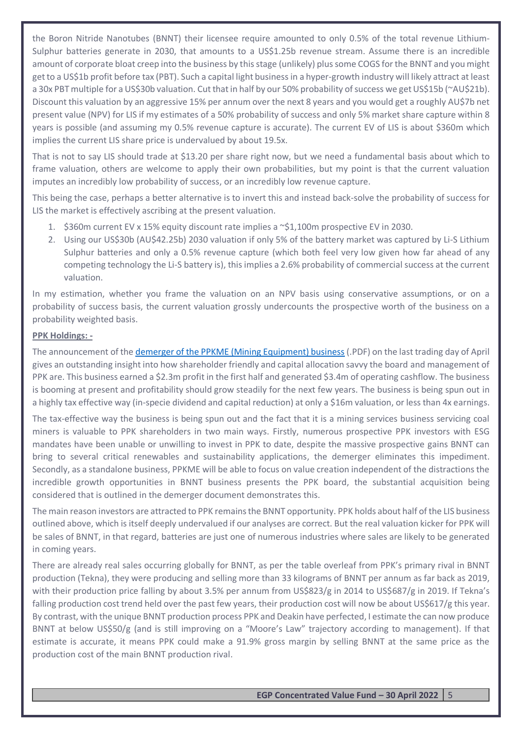the Boron Nitride Nanotubes (BNNT) their licensee require amounted to only 0.5% of the total revenue Lithium-Sulphur batteries generate in 2030, that amounts to a US$1.25b revenue stream. Assume there is an incredible amount of corporate bloat creep into the business by this stage (unlikely) plus some COGS for the BNNT and you might get to a US$1b profit before tax (PBT). Such a capital light business in a hyper-growth industry will likely attract at least a 30x PBT multiple for a US$30b valuation. Cut that in half by our 50% probability of success we get US$15b (~AU$21b). Discount this valuation by an aggressive 15% per annum over the next 8 years and you would get a roughly AU$7b net present value (NPV) for LIS if my estimates of a 50% probability of success and only 5% market share capture within 8 years is possible (and assuming my 0.5% revenue capture is accurate). The current EV of LIS is about $360m which implies the current LIS share price is undervalued by about 19.5x.

That is not to say LIS should trade at $13.20 per share right now, but we need a fundamental basis about which to frame valuation, others are welcome to apply their own probabilities, but my point is that the current valuation imputes an incredibly low probability of success, or an incredibly low revenue capture.

This being the case, perhaps a better alternative is to invert this and instead back-solve the probability of success for LIS the market is effectively ascribing at the present valuation.

1. $360m current EV x 15% equity discount rate implies a ~$1,100m prospective EV in 2030.
2. Using our US$30b (AU$42.25b) 2030 valuation if only 5% of the battery market was captured by Li-S Lithium Sulphur batteries and only a 0.5% revenue capture (which both feel very low given how far ahead of any competing technology the Li-S battery is), this implies a 2.6% probability of commercial success at the current valuation.

In my estimation, whether you frame the valuation on an NPV basis using conservative assumptions, or on a probability of success basis, the current valuation grossly undercounts the prospective worth of the business on a probability weighted basis.

**PPK Holdings: -**

The announcement of the demerger of the PPKME (Mining Equipment) business (.PDF) on the last trading day of April gives an outstanding insight into how shareholder friendly and capital allocation savvy the board and management of PPK are. This business earned a $2.3m profit in the first half and generated $3.4m of operating cashflow. The business is booming at present and profitability should grow steadily for the next few years. The business is being spun out in a highly tax effective way (in-specie dividend and capital reduction) at only a $16m valuation, or less than 4x earnings.

The tax-effective way the business is being spun out and the fact that it is a mining services business servicing coal miners is valuable to PPK shareholders in two main ways. Firstly, numerous prospective PPK investors with ESG mandates have been unable or unwilling to invest in PPK to date, despite the massive prospective gains BNNT can bring to several critical renewables and sustainability applications, the demerger eliminates this impediment. Secondly, as a standalone business, PPKME will be able to focus on value creation independent of the distractions the incredible growth opportunities in BNNT business presents the PPK board, the substantial acquisition being considered that is outlined in the demerger document demonstrates this.

The main reason investors are attracted to PPK remains the BNNT opportunity. PPK holds about half of the LIS business outlined above, which is itself deeply undervalued if our analyses are correct. But the real valuation kicker for PPK will be sales of BNNT, in that regard, batteries are just one of numerous industries where sales are likely to be generated in coming years.

There are already real sales occurring globally for BNNT, as per the table overleaf from PPK's primary rival in BNNT production (Tekna), they were producing and selling more than 33 kilograms of BNNT per annum as far back as 2019, with their production price falling by about 3.5% per annum from US$823/g in 2014 to US$687/g in 2019. If Tekna's falling production cost trend held over the past few years, their production cost will now be about US$617/g this year. By contrast, with the unique BNNT production process PPK and Deakin have perfected, I estimate the can now produce BNNT at below US$50/g (and is still improving on a "Moore's Law" trajectory according to management). If that estimate is accurate, it means PPK could make a 91.9% gross margin by selling BNNT at the same price as the production cost of the main BNNT production rival.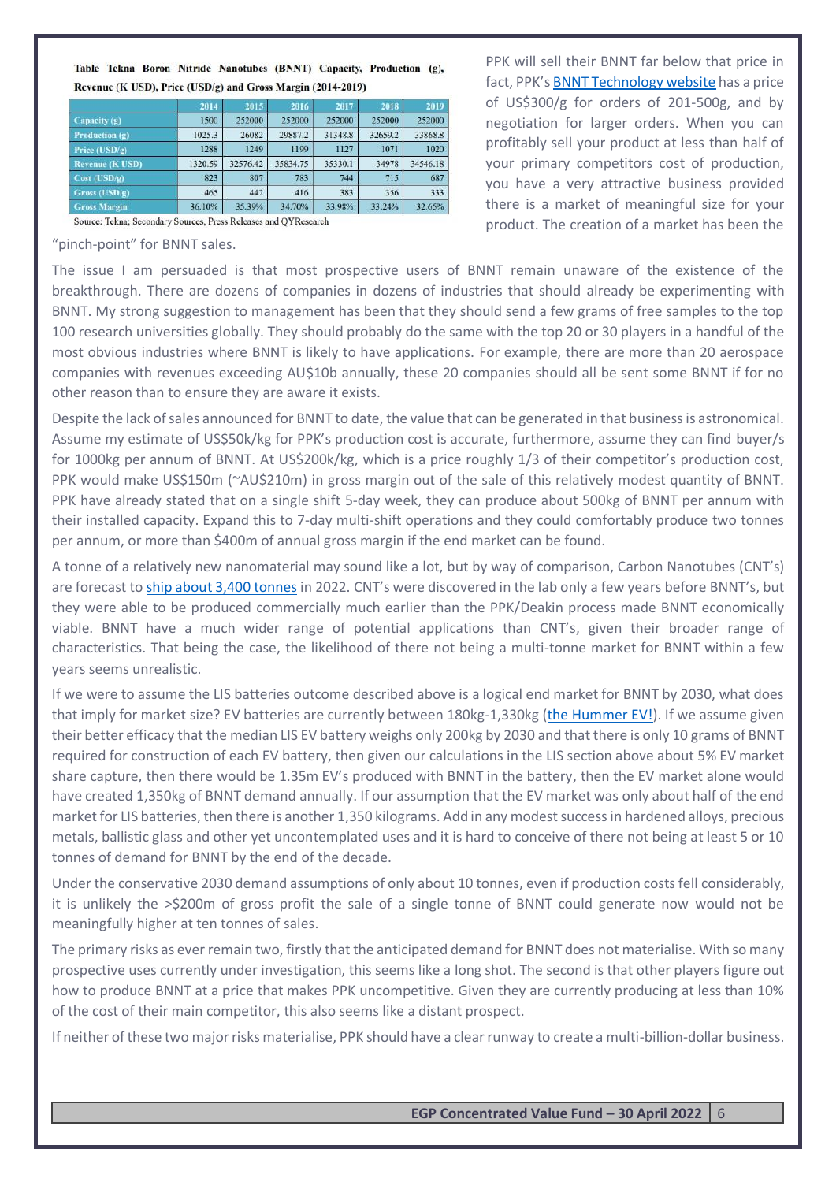**Table Tekna Boron Nitride Nanotubes (BNNT) Capacity, Production (g), Revenue (K USD), Price (USD/g) and Gross Margin (2014-2019)**

| | 2014 | 2015 | 2016 | 2017 | 2018 | 2019 |
|---|---|---|---|---|---|---|
| Capacity (g) | 1500 | 252000 | 252000 | 252000 | 252000 | 252000 |
| Production (g) | 1025.3 | 26082 | 29887.2 | 31348.8 | 32659.2 | 33868.8 |
| Price (USD/g) | 1288 | 1249 | 1199 | 1127 | 1071 | 1020 |
| Revenue (K USD) | 1320.59 | 32576.42 | 35834.75 | 35330.1 | 34978 | 34546.18 |
| Cost (USD/g) | 823 | 807 | 783 | 744 | 715 | 687 |
| Gross (USD/g) | 465 | 442 | 416 | 383 | 356 | 333 |
| Gross Margin | 36.10% | 35.39% | 34.70% | 33.98% | 33.24% | 32.65% |

Source: Tekna; Secondary Sources, Press Releases and QYResearch

PPK will sell their BNNT far below that price in fact, PPK's BNNT Technology website has a price of US$300/g for orders of 201-500g, and by negotiation for larger orders. When you can profitably sell your product at less than half of your primary competitors cost of production, you have a very attractive business provided there is a market of meaningful size for your product. The creation of a market has been the "pinch-point" for BNNT sales.

The issue I am persuaded is that most prospective users of BNNT remain unaware of the existence of the breakthrough. There are dozens of companies in dozens of industries that should already be experimenting with BNNT. My strong suggestion to management has been that they should send a few grams of free samples to the top 100 research universities globally. They should probably do the same with the top 20 or 30 players in a handful of the most obvious industries where BNNT is likely to have applications. For example, there are more than 20 aerospace companies with revenues exceeding AU$10b annually, these 20 companies should all be sent some BNNT if for no other reason than to ensure they are aware it exists.

Despite the lack of sales announced for BNNT to date, the value that can be generated in that business is astronomical. Assume my estimate of US$50k/kg for PPK's production cost is accurate, furthermore, assume they can find buyer/s for 1000kg per annum of BNNT. At US$200k/kg, which is a price roughly 1/3 of their competitor's production cost, PPK would make US$150m (~AU$210m) in gross margin out of the sale of this relatively modest quantity of BNNT. PPK have already stated that on a single shift 5-day week, they can produce about 500kg of BNNT per annum with their installed capacity. Expand this to 7-day multi-shift operations and they could comfortably produce two tonnes per annum, or more than $400m of annual gross margin if the end market can be found.

A tonne of a relatively new nanomaterial may sound like a lot, but by way of comparison, Carbon Nanotubes (CNT's) are forecast to ship about 3,400 tonnes in 2022. CNT's were discovered in the lab only a few years before BNNT's, but they were able to be produced commercially much earlier than the PPK/Deakin process made BNNT economically viable. BNNT have a much wider range of potential applications than CNT's, given their broader range of characteristics. That being the case, the likelihood of there not being a multi-tonne market for BNNT within a few years seems unrealistic.

If we were to assume the LIS batteries outcome described above is a logical end market for BNNT by 2030, what does that imply for market size? EV batteries are currently between 180kg-1,330kg (the Hummer EV!). If we assume given their better efficacy that the median LIS EV battery weighs only 200kg by 2030 and that there is only 10 grams of BNNT required for construction of each EV battery, then given our calculations in the LIS section above about 5% EV market share capture, then there would be 1.35m EV's produced with BNNT in the battery, then the EV market alone would have created 1,350kg of BNNT demand annually. If our assumption that the EV market was only about half of the end market for LIS batteries, then there is another 1,350 kilograms. Add in any modest success in hardened alloys, precious metals, ballistic glass and other yet uncontemplated uses and it is hard to conceive of there not being at least 5 or 10 tonnes of demand for BNNT by the end of the decade.

Under the conservative 2030 demand assumptions of only about 10 tonnes, even if production costs fell considerably, it is unlikely the >$200m of gross profit the sale of a single tonne of BNNT could generate now would not be meaningfully higher at ten tonnes of sales.

The primary risks as ever remain two, firstly that the anticipated demand for BNNT does not materialise. With so many prospective uses currently under investigation, this seems like a long shot. The second is that other players figure out how to produce BNNT at a price that makes PPK uncompetitive. Given they are currently producing at less than 10% of the cost of their main competitor, this also seems like a distant prospect.

If neither of these two major risks materialise, PPK should have a clear runway to create a multi-billion-dollar business.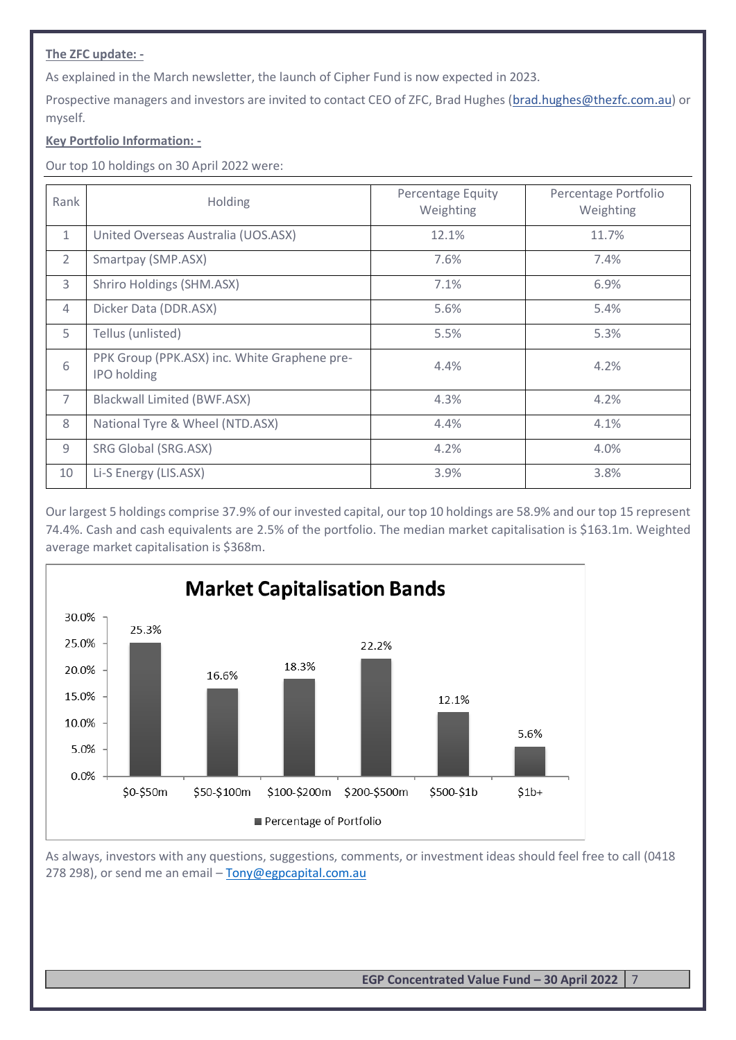**The ZFC update: -**

As explained in the March newsletter, the launch of Cipher Fund is now expected in 2023.

Prospective managers and investors are invited to contact CEO of ZFC, Brad Hughes (brad.hughes@thezfc.com.au) or myself.

**Key Portfolio Information: -**

Our top 10 holdings on 30 April 2022 were:

| Rank | Holding | Percentage Equity Weighting | Percentage Portfolio Weighting |
|---|---|---|---|
| 1 | United Overseas Australia (UOS.ASX) | 12.1% | 11.7% |
| 2 | Smartpay (SMP.ASX) | 7.6% | 7.4% |
| 3 | Shriro Holdings (SHM.ASX) | 7.1% | 6.9% |
| 4 | Dicker Data (DDR.ASX) | 5.6% | 5.4% |
| 5 | Tellus (unlisted) | 5.5% | 5.3% |
| 6 | PPK Group (PPK.ASX) inc. White Graphene pre-IPO holding | 4.4% | 4.2% |
| 7 | Blackwall Limited (BWF.ASX) | 4.3% | 4.2% |
| 8 | National Tyre & Wheel (NTD.ASX) | 4.4% | 4.1% |
| 9 | SRG Global (SRG.ASX) | 4.2% | 4.0% |
| 10 | Li-S Energy (LIS.ASX) | 3.9% | 3.8% |

Our largest 5 holdings comprise 37.9% of our invested capital, our top 10 holdings are 58.9% and our top 15 represent 74.4%. Cash and cash equivalents are 2.5% of the portfolio. The median market capitalisation is $163.1m. Weighted average market capitalisation is $368m.

**Market Capitalisation Bands**

| Market Capitalisation Band | Percentage of Portfolio |
|---|---|
| $0-$50m | 25.3% |
| $50-$100m | 16.6% |
| $100-$200m | 18.3% |
| $200-$500m | 22.2% |
| $500-$1b | 12.1% |
| $1b+ | 5.6% |

As always, investors with any questions, suggestions, comments, or investment ideas should feel free to call (0418 278 298), or send me an email – Tony@egpcapital.com.au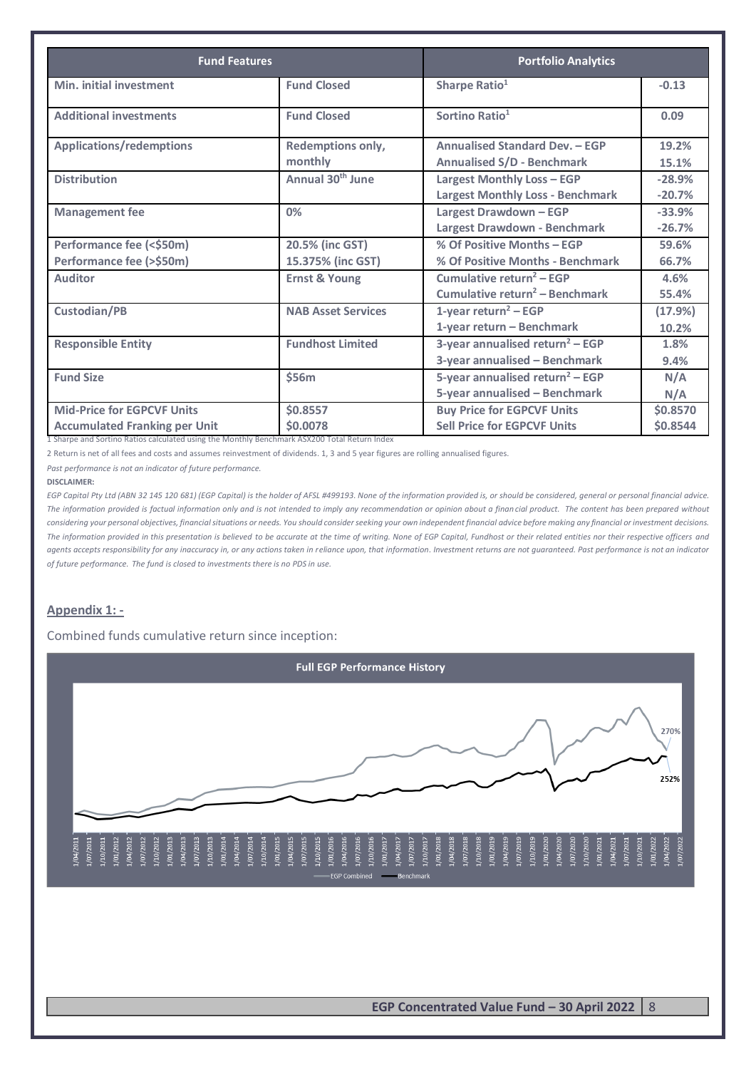| Fund Features | | Portfolio Analytics | |
|---|---|---|---|
| Min. initial investment | Fund Closed | Sharpe Ratio[1] | -0.13 |
| Additional investments | Fund Closed | Sortino Ratio[1] | 0.09 |
| Applications/redemptions | Redemptions only, monthly | Annualised Standard Dev. – EGP<br>Annualised S/D - Benchmark | 19.2%<br>15.1% |
| Distribution | Annual 30th June | Largest Monthly Loss – EGP<br>Largest Monthly Loss - Benchmark | -28.9%<br>-20.7% |
| Management fee | 0% | Largest Drawdown – EGP<br>Largest Drawdown - Benchmark | -33.9%<br>-26.7% |
| Performance fee (<$50m)<br>Performance fee (>$50m) | 20.5% (inc GST)<br>15.375% (inc GST) | % Of Positive Months – EGP<br>% Of Positive Months - Benchmark | 59.6%<br>66.7% |
| Auditor | Ernst & Young | Cumulative return[2] – EGP<br>Cumulative return[2] – Benchmark | 4.6%<br>55.4% |
| Custodian/PB | NAB Asset Services | 1-year return[2] – EGP<br>1-year return – Benchmark | (17.9%)<br>10.2% |
| Responsible Entity | Fundhost Limited | 3-year annualised return[2] – EGP<br>3-year annualised – Benchmark | 1.8%<br>9.4% |
| Fund Size | $56m | 5-year annualised return[2] – EGP<br>5-year annualised – Benchmark | N/A<br>N/A |
| Mid-Price for EGPCVF Units<br>Accumulated Franking per Unit | $0.8557<br>$0.0078 | Buy Price for EGPCVF Units<br>Sell Price for EGPCVF Units | $0.8570<br>$0.8544 |

1 Sharpe and Sortino Ratios calculated using the Monthly Benchmark ASX200 Total Return Index

2 Return is net of all fees and costs and assumes reinvestment of dividends. 1, 3 and 5 year figures are rolling annualised figures.

*Past performance is not an indicator of future performance.*

**DISCLAIMER:**

*EGP Capital Pty Ltd (ABN 32 145 120 681) (EGP Capital) is the holder of AFSL #499193. None of the information provided is, or should be considered, general or personal financial advice. The information provided is factual information only and is not intended to imply any recommendation or opinion about a financial product. The content has been prepared without considering your personal objectives, financial situations or needs. You should consider seeking your own independent financial advice before making any financial or investment decisions. The information provided in this presentation is believed to be accurate at the time of writing. None of EGP Capital, Fundhost or their related entities nor their respective officers and agents accepts responsibility for any inaccuracy in, or any actions taken in reliance upon, that information. Investment returns are not guaranteed. Past performance is not an indicator of future performance. The fund is closed to investments there is no PDS in use.*

## Appendix 1: -

Combined funds cumulative return since inception:

Full EGP Performance History

270%

252%

1/04/2011, 1/07/2011, 1/10/2011, 1/01/2012, 1/04/2012, 1/07/2012, 1/10/2012, 1/01/2013, 1/04/2013, 1/07/2013, 1/10/2013, 1/01/2014, 1/04/2014, 1/07/2014, 1/10/2014, 1/01/2015, 1/04/2015, 1/07/2015, 1/10/2015, 1/01/2016, 1/04/2016, 1/07/2016, 1/10/2016, 1/01/2017, 1/04/2017, 1/07/2017, 1/10/2017, 1/01/2018, 1/04/2018, 1/07/2018, 1/10/2018, 1/01/2019, 1/04/2019, 1/07/2019, 1/10/2019, 1/01/2020, 1/04/2020, 1/07/2020, 1/10/2020, 1/01/2021, 1/04/2021, 1/07/2021, 1/10/2021, 1/01/2022, 1/04/2022, 1/07/2022

EGP Combined — Benchmark